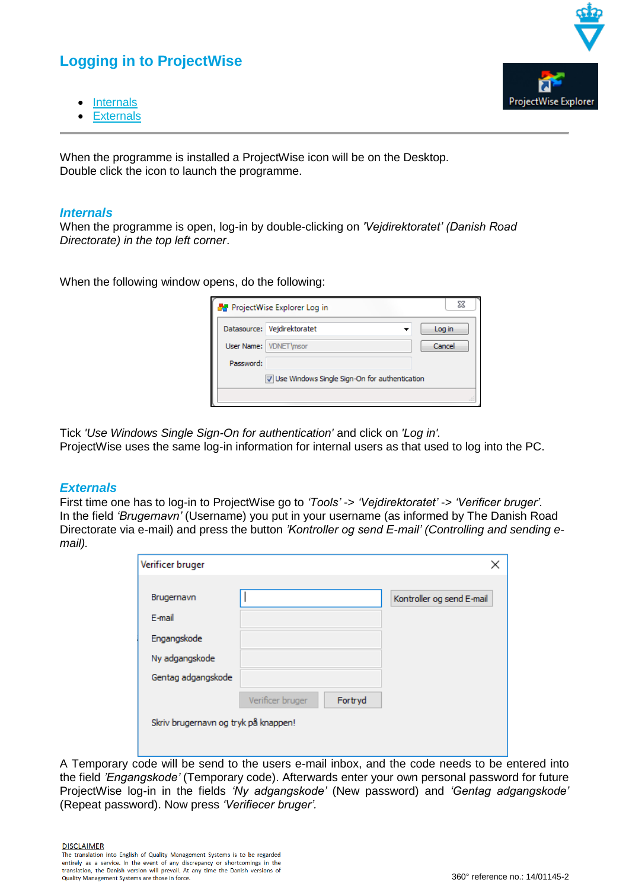# Logging in to ProjectWise

- Internals
- Externals

---

When the programme is installed a ProjectWise icon will be on the Desktop.
Double click the icon to launch the programme.

## *Internals*

When the programme is open, log-in by double-clicking on *'Vejdirektoratet' (Danish Road Directorate) in the top left corner*.

When the following window opens, do the following:

Tick *'Use Windows Single Sign-On for authentication'* and click on *'Log in'*.
ProjectWise uses the same log-in information for internal users as that used to log into the PC.

## *Externals*

First time one has to log-in to ProjectWise go to *'Tools'* -> *'Vejdirektoratet'* -> *'Verificer bruger'*.
In the field *'Brugernavn'* (Username) you put in your username (as informed by The Danish Road Directorate via e-mail) and press the button *'Kontroller og send E-mail' (Controlling and sending e-mail).*

A Temporary code will be send to the users e-mail inbox, and the code needs to be entered into the field *'Engangskode'* (Temporary code). Afterwards enter your own personal password for future ProjectWise log-in in the fields *'Ny adgangskode'* (New password) and *'Gentag adgangskode'* (Repeat password). Now press *'Verifiecer bruger'.*

DISCLAIMER
The translation into English of Quality Management Systems is to be regarded entirely as a service. In the event of any discrepancy or shortcomings in the translation, the Danish version will prevail. At any time the Danish versions of Quality Management Systems are those in force.

360° reference no.: 14/01145-2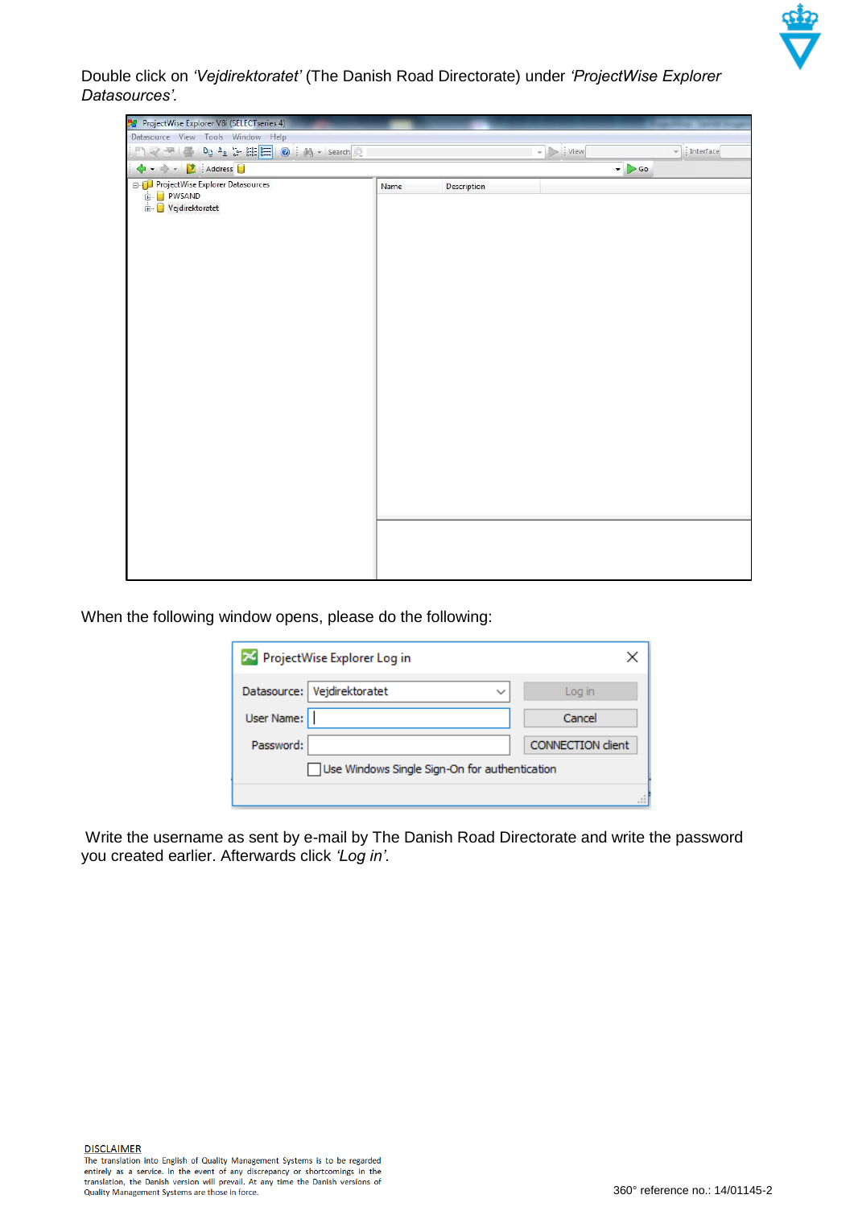Double click on *'Vejdirektoratet'* (The Danish Road Directorate) under *'ProjectWise Explorer Datasources'*.

When the following window opens, please do the following:

Write the username as sent by e-mail by The Danish Road Directorate and write the password you created earlier. Afterwards click *'Log in'*.

DISCLAIMER
The translation into English of Quality Management Systems is to be regarded entirely as a service. In the event of any discrepancy or shortcomings in the translation, the Danish version will prevail. At any time the Danish versions of Quality Management Systems are those in force.

360° reference no.: 14/01145-2